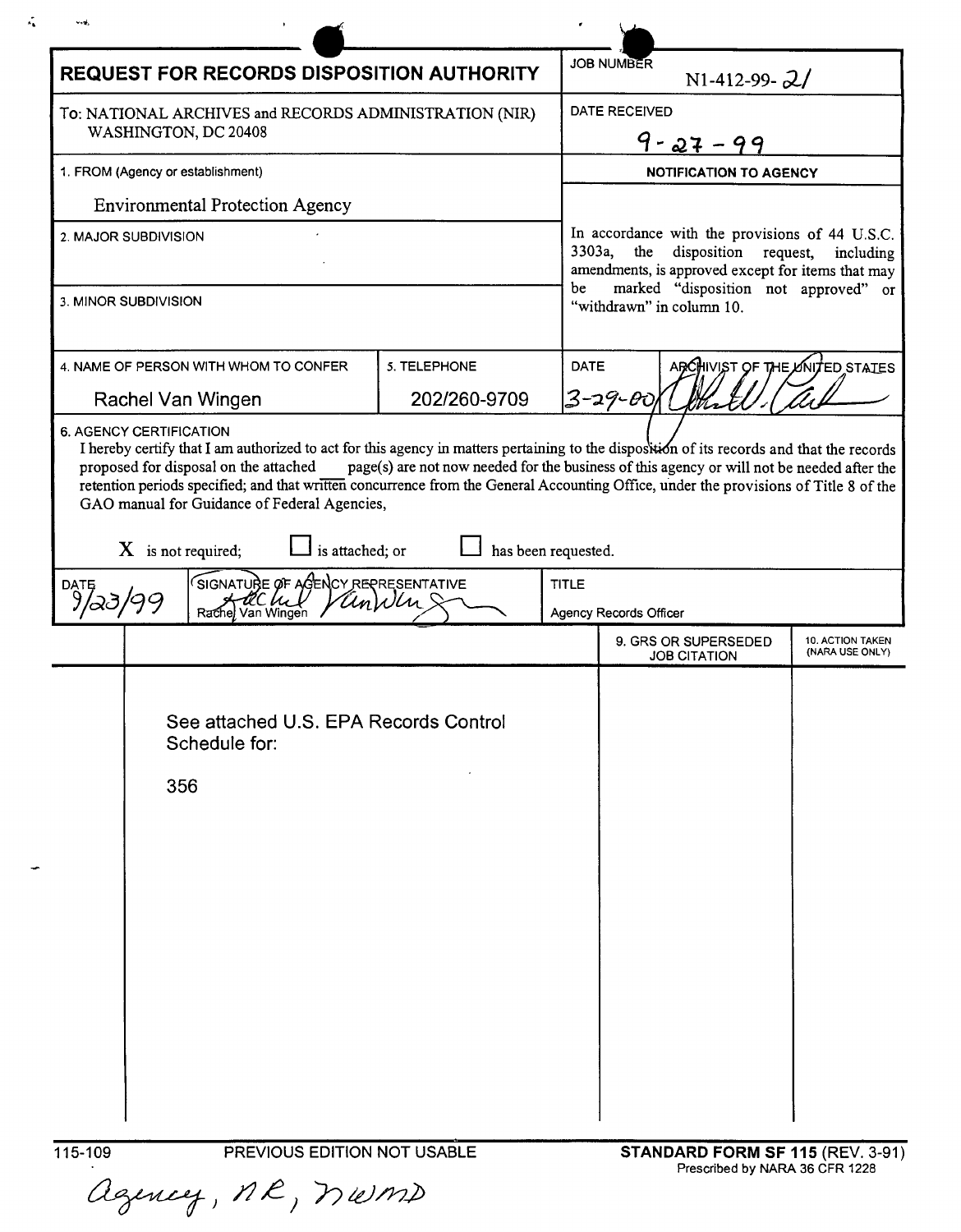# REQUEST FOR RECORDS DISPOSITION AUTHORITY

| | |
|---|---|
| **JOB NUMBER** | N1-412-99-21 |
| **DATE RECEIVED** | 9-27-99 |

To: NATIONAL ARCHIVES and RECORDS ADMINISTRATION (NIR)
WASHINGTON, DC 20408

**1. FROM (Agency or establishment)**

Environmental Protection Agency

**2. MAJOR SUBDIVISION**

**3. MINOR SUBDIVISION**

**NOTIFICATION TO AGENCY**

In accordance with the provisions of 44 U.S.C. 3303a, the disposition request, including amendments, is approved except for items that may be marked "disposition not approved" or "withdrawn" in column 10.

| 4. NAME OF PERSON WITH WHOM TO CONFER | 5. TELEPHONE | DATE | ARCHIVIST OF THE UNITED STATES |
|---|---|---|---|
| Rachel Van Wingen | 202/260-9709 | 3-29-00 | [signature] |

**6. AGENCY CERTIFICATION**

I hereby certify that I am authorized to act for this agency in matters pertaining to the disposition of its records and that the records proposed for disposal on the attached ___ page(s) are not now needed for the business of this agency or will not be needed after the retention periods specified; and that written concurrence from the General Accounting Office, under the provisions of Title 8 of the GAO manual for Guidance of Federal Agencies,

X is not required; ☐ is attached; or ☐ has been requested.

| DATE | SIGNATURE OF AGENCY REPRESENTATIVE | TITLE |
|---|---|---|
| 9/23/99 | [signature] Rachel Van Wingen | Agency Records Officer |

| | | 9. GRS OR SUPERSEDED JOB CITATION | 10. ACTION TAKEN (NARA USE ONLY) |
|---|---|---|---|
| | See attached U.S. EPA Records Control Schedule for: 356 | | |

115-109 PREVIOUS EDITION NOT USABLE **STANDARD FORM SF 115** (REV. 3-91)
Prescribed by NARA 36 CFR 1228

Agency, NR, NWMD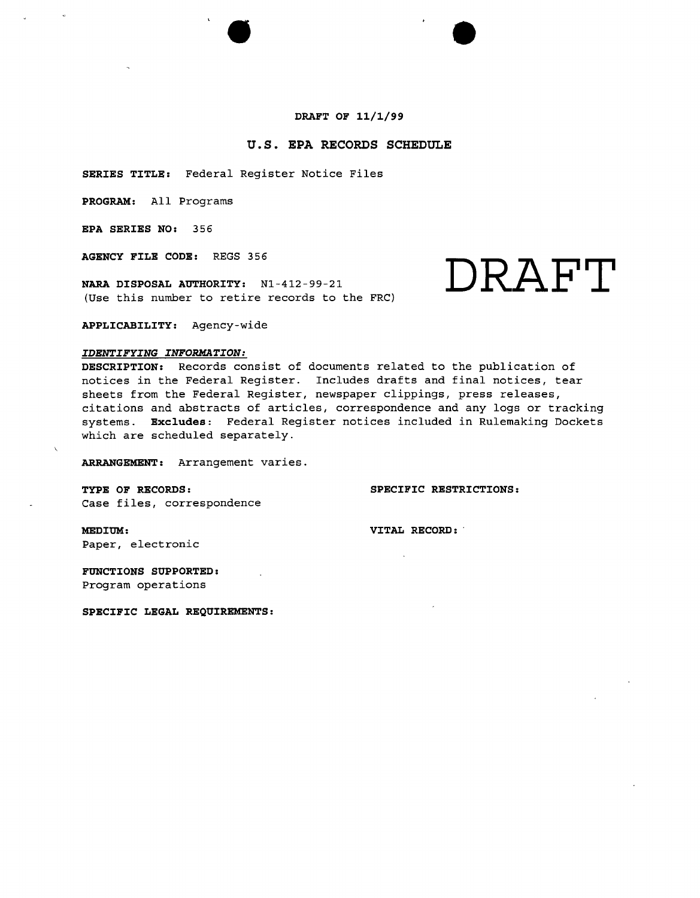**DRAFT OF 11/1/99**

## U.S. EPA RECORDS SCHEDULE

DRAFT

**SERIES TITLE:** Federal Register Notice Files

**PROGRAM:** All Programs

**EPA SERIES NO:** 356

**AGENCY FILE CODE:** REGS 356

**NARA DISPOSAL AUTHORITY:** N1-412-99-21
(Use this number to retire records to the FRC)

**APPLICABILITY:** Agency-wide

***IDENTIFYING INFORMATION:***

**DESCRIPTION:** Records consist of documents related to the publication of notices in the Federal Register. Includes drafts and final notices, tear sheets from the Federal Register, newspaper clippings, press releases, citations and abstracts of articles, correspondence and any logs or tracking systems. **Excludes**: Federal Register notices included in Rulemaking Dockets which are scheduled separately.

**ARRANGEMENT:** Arrangement varies.

**TYPE OF RECORDS:**
Case files, correspondence

**SPECIFIC RESTRICTIONS:**

**MEDIUM:**
Paper, electronic

**VITAL RECORD:**

**FUNCTIONS SUPPORTED:**
Program operations

**SPECIFIC LEGAL REQUIREMENTS:**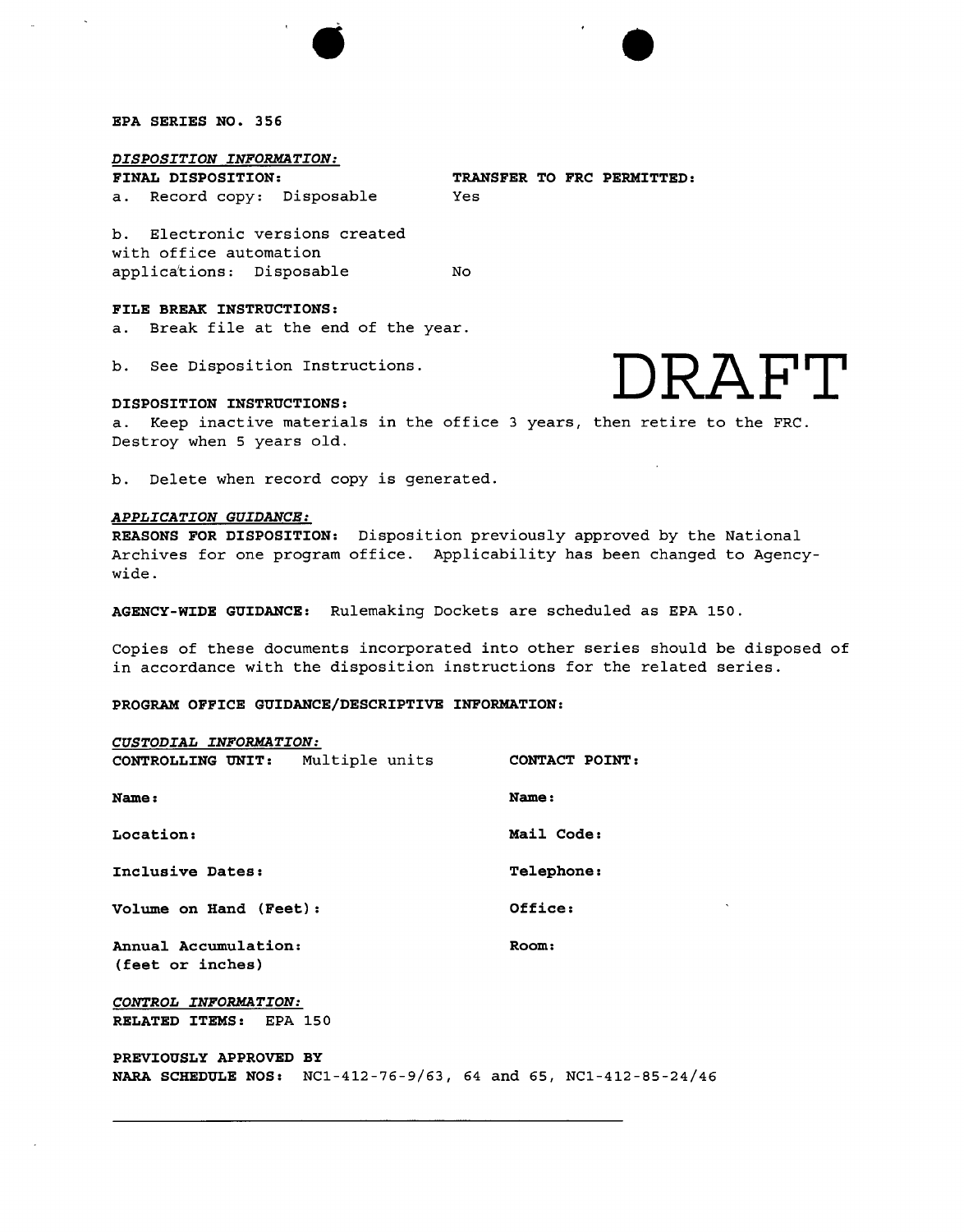**EPA SERIES NO. 356**

*DISPOSITION INFORMATION:*

| **FINAL DISPOSITION:** | **TRANSFER TO FRC PERMITTED:** |
|---|---|
| a. Record copy: Disposable | Yes |
| b. Electronic versions created with office automation applications: Disposable | No |

**FILE BREAK INSTRUCTIONS:**

a. Break file at the end of the year.

b. See Disposition Instructions.

DRAFT

**DISPOSITION INSTRUCTIONS:**

a. Keep inactive materials in the office 3 years, then retire to the FRC. Destroy when 5 years old.

b. Delete when record copy is generated.

*APPLICATION GUIDANCE:*

**REASONS FOR DISPOSITION:** Disposition previously approved by the National Archives for one program office. Applicability has been changed to Agency-wide.

**AGENCY-WIDE GUIDANCE:** Rulemaking Dockets are scheduled as EPA 150.

Copies of these documents incorporated into other series should be disposed of in accordance with the disposition instructions for the related series.

**PROGRAM OFFICE GUIDANCE/DESCRIPTIVE INFORMATION:**

*CUSTODIAL INFORMATION:*

| **CONTROLLING UNIT:** Multiple units | **CONTACT POINT:** |
|---|---|
| **Name:** | **Name:** |
| **Location:** | **Mail Code:** |
| **Inclusive Dates:** | **Telephone:** |
| **Volume on Hand (Feet):** | **Office:** |
| **Annual Accumulation:** (feet or inches) | **Room:** |

*CONTROL INFORMATION:*

**RELATED ITEMS:** EPA 150

**PREVIOUSLY APPROVED BY NARA SCHEDULE NOS:** NC1-412-76-9/63, 64 and 65, NC1-412-85-24/46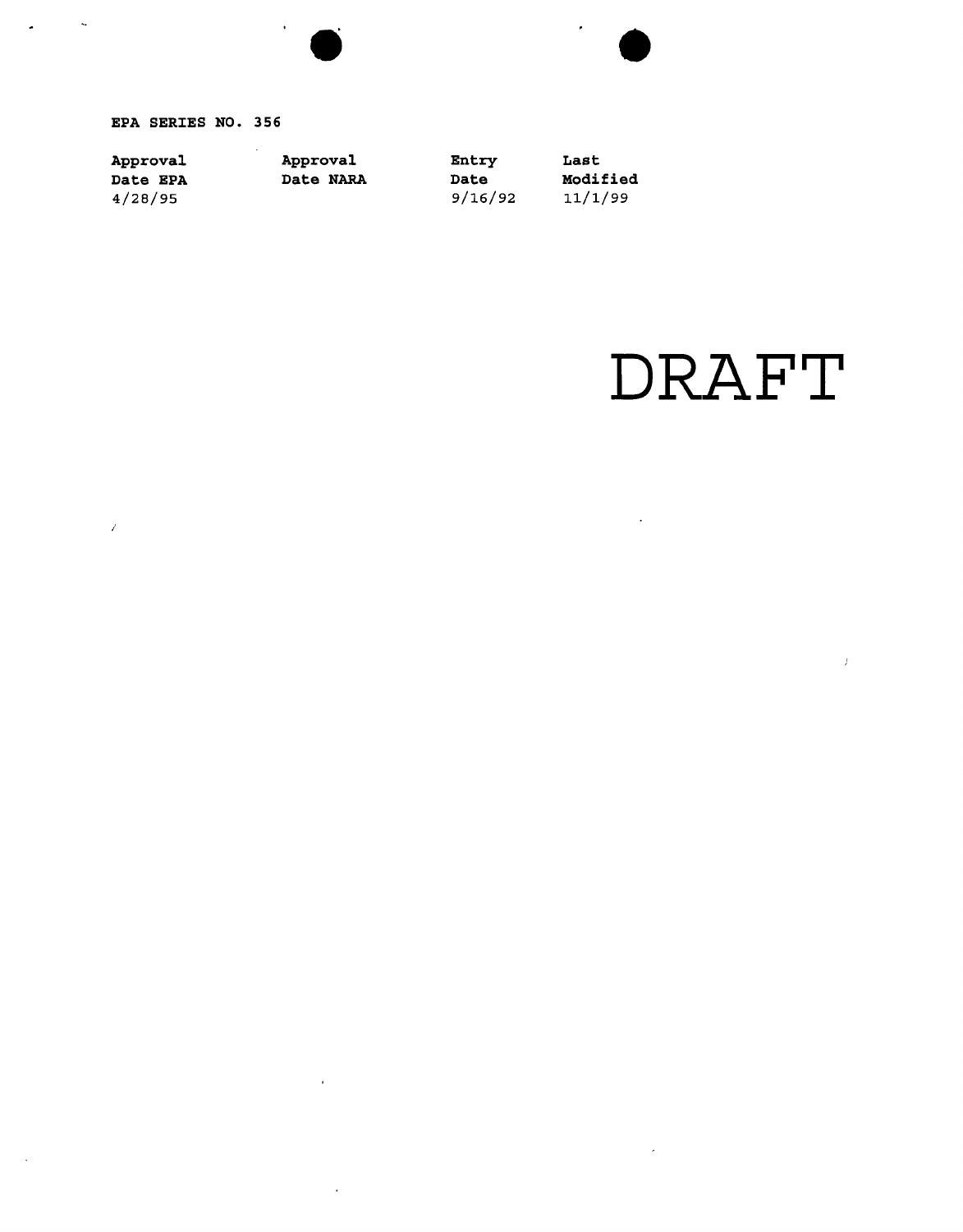**EPA SERIES NO. 356**

| Approval Date EPA | Approval Date NARA | Entry Date | Last Modified |
|---|---|---|---|
| 4/28/95 | | 9/16/92 | 11/1/99 |

# DRAFT